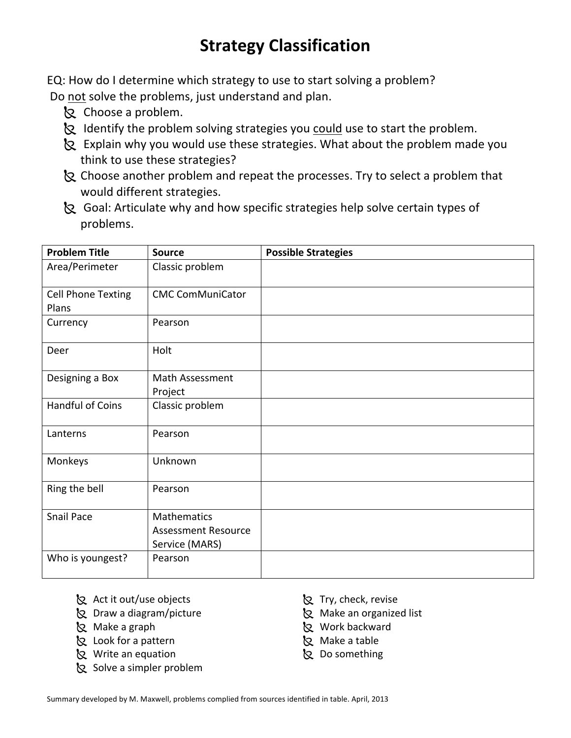# Strategy Classification

EQ: How do I determine which strategy to use to start solving a problem?

Do not solve the problems, just understand and plan.

- Choose a problem.
- Identify the problem solving strategies you could use to start the problem.
- Explain why you would use these strategies. What about the problem made you think to use these strategies?
- Choose another problem and repeat the processes. Try to select a problem that would different strategies.
- Goal: Articulate why and how specific strategies help solve certain types of problems.

| Problem Title | Source | Possible Strategies |
|---|---|---|
| Area/Perimeter | Classic problem | |
| Cell Phone Texting Plans | CMC ComMuniCator | |
| Currency | Pearson | |
| Deer | Holt | |
| Designing a Box | Math Assessment Project | |
| Handful of Coins | Classic problem | |
| Lanterns | Pearson | |
| Monkeys | Unknown | |
| Ring the bell | Pearson | |
| Snail Pace | Mathematics Assessment Resource Service (MARS) | |
| Who is youngest? | Pearson | |

- Act it out/use objects
- Draw a diagram/picture
- Make a graph
- Look for a pattern
- Write an equation
- Solve a simpler problem
- Try, check, revise
- Make an organized list
- Work backward
- Make a table
- Do something

Summary developed by M. Maxwell, problems complied from sources identified in table. April, 2013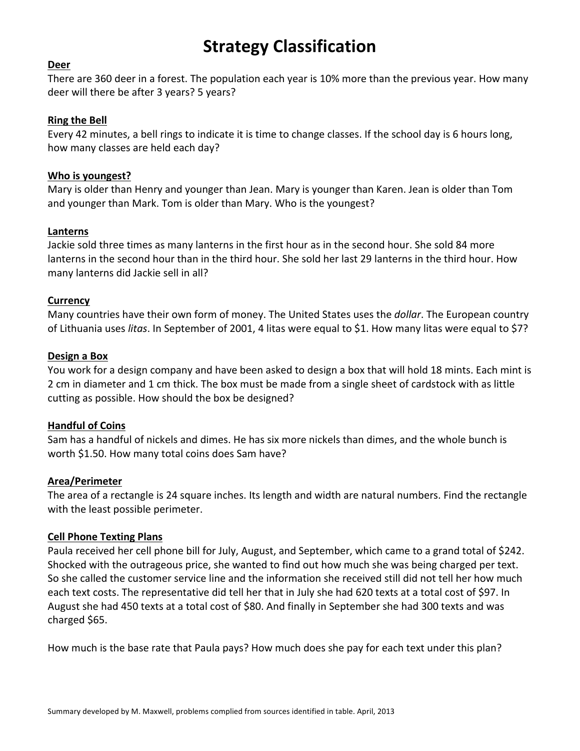# Strategy Classification

**Deer**

There are 360 deer in a forest. The population each year is 10% more than the previous year. How many deer will there be after 3 years? 5 years?

**Ring the Bell**

Every 42 minutes, a bell rings to indicate it is time to change classes. If the school day is 6 hours long, how many classes are held each day?

**Who is youngest?**

Mary is older than Henry and younger than Jean. Mary is younger than Karen. Jean is older than Tom and younger than Mark. Tom is older than Mary. Who is the youngest?

**Lanterns**

Jackie sold three times as many lanterns in the first hour as in the second hour. She sold 84 more lanterns in the second hour than in the third hour. She sold her last 29 lanterns in the third hour. How many lanterns did Jackie sell in all?

**Currency**

Many countries have their own form of money. The United States uses the *dollar*. The European country of Lithuania uses *litas*. In September of 2001, 4 litas were equal to $1. How many litas were equal to $7?

**Design a Box**

You work for a design company and have been asked to design a box that will hold 18 mints. Each mint is 2 cm in diameter and 1 cm thick. The box must be made from a single sheet of cardstock with as little cutting as possible. How should the box be designed?

**Handful of Coins**

Sam has a handful of nickels and dimes. He has six more nickels than dimes, and the whole bunch is worth $1.50. How many total coins does Sam have?

**Area/Perimeter**

The area of a rectangle is 24 square inches. Its length and width are natural numbers. Find the rectangle with the least possible perimeter.

**Cell Phone Texting Plans**

Paula received her cell phone bill for July, August, and September, which came to a grand total of $242. Shocked with the outrageous price, she wanted to find out how much she was being charged per text. So she called the customer service line and the information she received still did not tell her how much each text costs. The representative did tell her that in July she had 620 texts at a total cost of $97. In August she had 450 texts at a total cost of $80. And finally in September she had 300 texts and was charged $65.

How much is the base rate that Paula pays? How much does she pay for each text under this plan?

Summary developed by M. Maxwell, problems complied from sources identified in table. April, 2013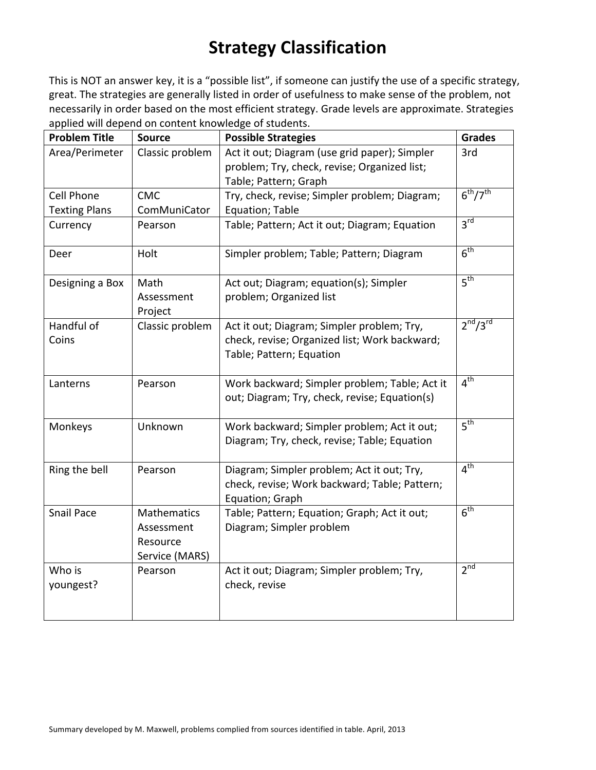# Strategy Classification

This is NOT an answer key, it is a "possible list", if someone can justify the use of a specific strategy, great. The strategies are generally listed in order of usefulness to make sense of the problem, not necessarily in order based on the most efficient strategy. Grade levels are approximate. Strategies applied will depend on content knowledge of students.

| Problem Title | Source | Possible Strategies | Grades |
|---|---|---|---|
| Area/Perimeter | Classic problem | Act it out; Diagram (use grid paper); Simpler problem; Try, check, revise; Organized list; Table; Pattern; Graph | 3rd |
| Cell Phone Texting Plans | CMC ComMuniCator | Try, check, revise; Simpler problem; Diagram; Equation; Table | 6th/7th |
| Currency | Pearson | Table; Pattern; Act it out; Diagram; Equation | 3rd |
| Deer | Holt | Simpler problem; Table; Pattern; Diagram | 6th |
| Designing a Box | Math Assessment Project | Act out; Diagram; equation(s); Simpler problem; Organized list | 5th |
| Handful of Coins | Classic problem | Act it out; Diagram; Simpler problem; Try, check, revise; Organized list; Work backward; Table; Pattern; Equation | 2nd/3rd |
| Lanterns | Pearson | Work backward; Simpler problem; Table; Act it out; Diagram; Try, check, revise; Equation(s) | 4th |
| Monkeys | Unknown | Work backward; Simpler problem; Act it out; Diagram; Try, check, revise; Table; Equation | 5th |
| Ring the bell | Pearson | Diagram; Simpler problem; Act it out; Try, check, revise; Work backward; Table; Pattern; Equation; Graph | 4th |
| Snail Pace | Mathematics Assessment Resource Service (MARS) | Table; Pattern; Equation; Graph; Act it out; Diagram; Simpler problem | 6th |
| Who is youngest? | Pearson | Act it out; Diagram; Simpler problem; Try, check, revise | 2nd |

Summary developed by M. Maxwell, problems complied from sources identified in table. April, 2013